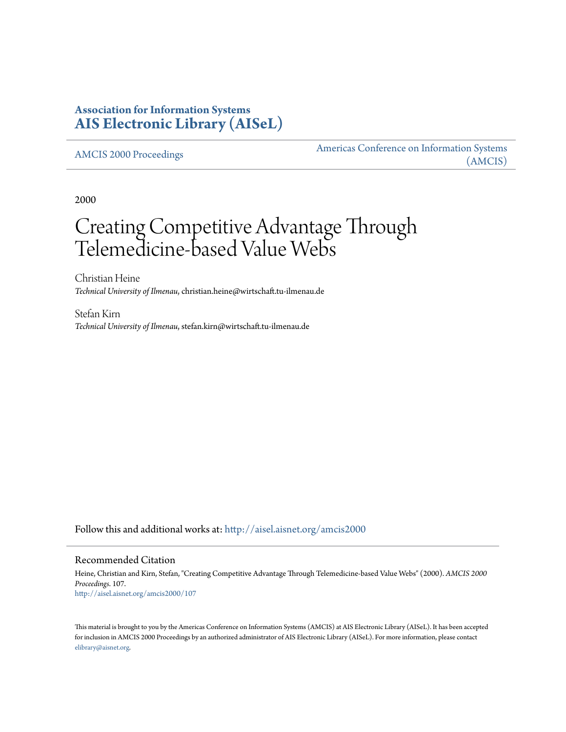**Association for Information Systems**
**AIS Electronic Library (AISeL)**

AMCIS 2000 Proceedings | Americas Conference on Information Systems (AMCIS)

2000

# Creating Competitive Advantage Through Telemedicine-based Value Webs

Christian Heine
*Technical University of Ilmenau*, christian.heine@wirtschaft.tu-ilmenau.de

Stefan Kirn
*Technical University of Ilmenau*, stefan.kirn@wirtschaft.tu-ilmenau.de

Follow this and additional works at: http://aisel.aisnet.org/amcis2000

## Recommended Citation

Heine, Christian and Kirn, Stefan, "Creating Competitive Advantage Through Telemedicine-based Value Webs" (2000). *AMCIS 2000 Proceedings*. 107.
http://aisel.aisnet.org/amcis2000/107

This material is brought to you by the Americas Conference on Information Systems (AMCIS) at AIS Electronic Library (AISeL). It has been accepted for inclusion in AMCIS 2000 Proceedings by an authorized administrator of AIS Electronic Library (AISeL). For more information, please contact elibrary@aisnet.org.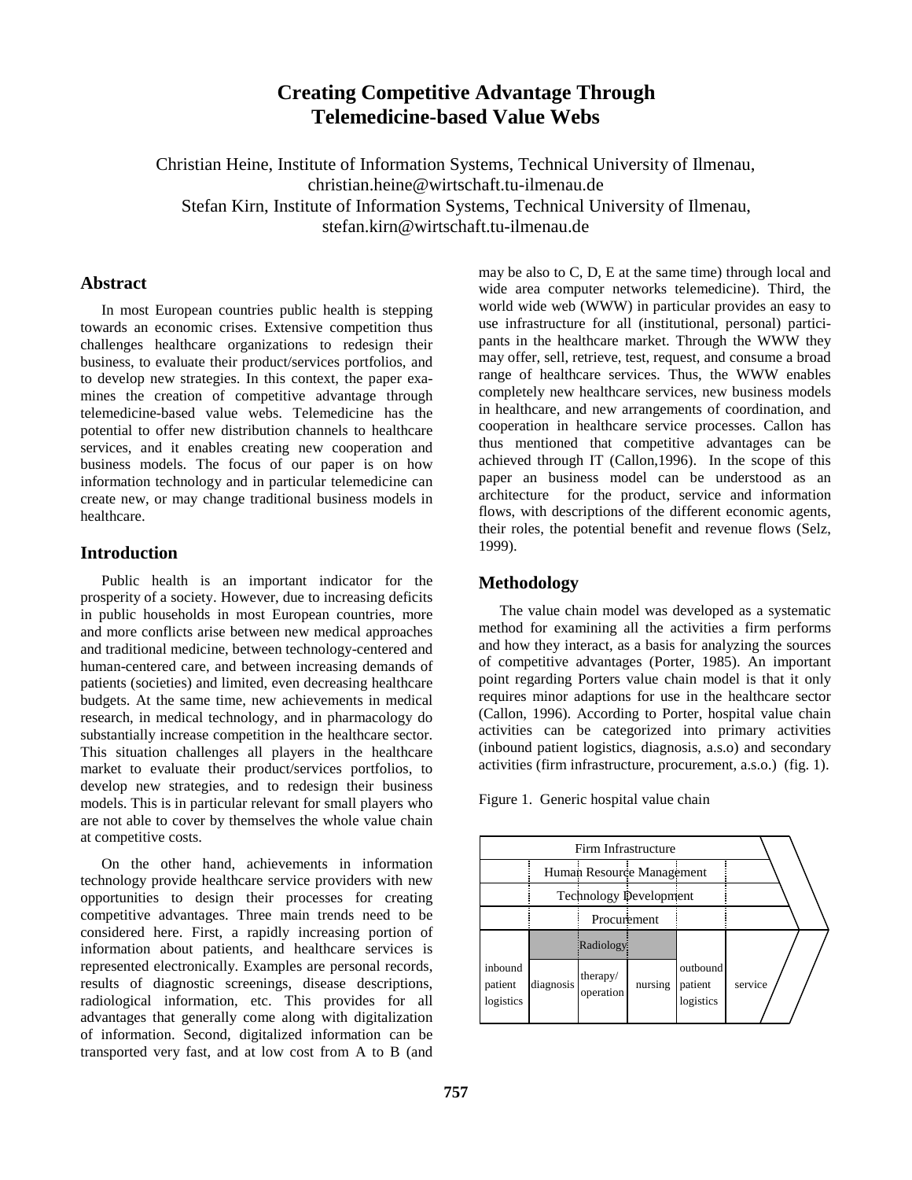# Creating Competitive Advantage Through Telemedicine-based Value Webs

Christian Heine, Institute of Information Systems, Technical University of Ilmenau, christian.heine@wirtschaft.tu-ilmenau.de
Stefan Kirn, Institute of Information Systems, Technical University of Ilmenau, stefan.kirn@wirtschaft.tu-ilmenau.de

## Abstract

In most European countries public health is stepping towards an economic crises. Extensive competition thus challenges healthcare organizations to redesign their business, to evaluate their product/services portfolios, and to develop new strategies. In this context, the paper examines the creation of competitive advantage through telemedicine-based value webs. Telemedicine has the potential to offer new distribution channels to healthcare services, and it enables creating new cooperation and business models. The focus of our paper is on how information technology and in particular telemedicine can create new, or may change traditional business models in healthcare.

## Introduction

Public health is an important indicator for the prosperity of a society. However, due to increasing deficits in public households in most European countries, more and more conflicts arise between new medical approaches and traditional medicine, between technology-centered and human-centered care, and between increasing demands of patients (societies) and limited, even decreasing healthcare budgets. At the same time, new achievements in medical research, in medical technology, and in pharmacology do substantially increase competition in the healthcare sector. This situation challenges all players in the healthcare market to evaluate their product/services portfolios, to develop new strategies, and to redesign their business models. This is in particular relevant for small players who are not able to cover by themselves the whole value chain at competitive costs.

On the other hand, achievements in information technology provide healthcare service providers with new opportunities to design their processes for creating competitive advantages. Three main trends need to be considered here. First, a rapidly increasing portion of information about patients, and healthcare services is represented electronically. Examples are personal records, results of diagnostic screenings, disease descriptions, radiological information, etc. This provides for all advantages that generally come along with digitalization of information. Second, digitalized information can be transported very fast, and at low cost from A to B (and may be also to C, D, E at the same time) through local and wide area computer networks telemedicine). Third, the world wide web (WWW) in particular provides an easy to use infrastructure for all (institutional, personal) participants in the healthcare market. Through the WWW they may offer, sell, retrieve, test, request, and consume a broad range of healthcare services. Thus, the WWW enables completely new healthcare services, new business models in healthcare, and new arrangements of coordination, and cooperation in healthcare service processes. Callon has thus mentioned that competitive advantages can be achieved through IT (Callon,1996). In the scope of this paper an business model can be understood as an architecture for the product, service and information flows, with descriptions of the different economic agents, their roles, the potential benefit and revenue flows (Selz, 1999).

## Methodology

The value chain model was developed as a systematic method for examining all the activities a firm performs and how they interact, as a basis for analyzing the sources of competitive advantages (Porter, 1985). An important point regarding Porters value chain model is that it only requires minor adaptions for use in the healthcare sector (Callon, 1996). According to Porter, hospital value chain activities can be categorized into primary activities (inbound patient logistics, diagnosis, a.s.o) and secondary activities (firm infrastructure, procurement, a.s.o.) (fig. 1).

Figure 1. Generic hospital value chain

| Firm Infrastructure | | | | | |
|---|---|---|---|---|---|
| | Human Resource Management | | | | |
| | Technology Development | | | | |
| | Procurement | | | | |
| | | Radiology | | | |
| inbound patient logistics | diagnosis | therapy/ operation | nursing | outbound patient logistics | service |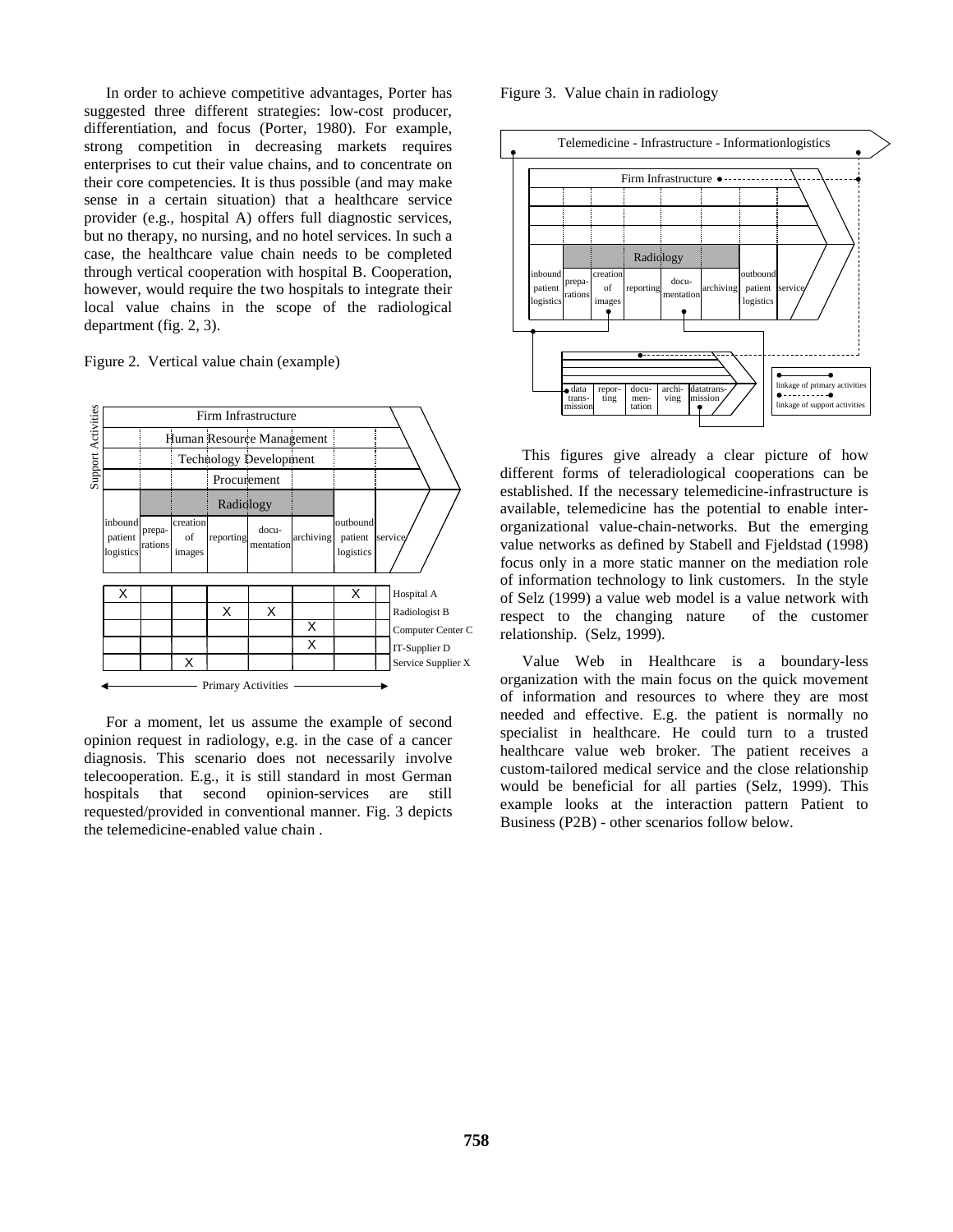In order to achieve competitive advantages, Porter has suggested three different strategies: low-cost producer, differentiation, and focus (Porter, 1980). For example, strong competition in decreasing markets requires enterprises to cut their value chains, and to concentrate on their core competencies. It is thus possible (and may make sense in a certain situation) that a healthcare service provider (e.g., hospital A) offers full diagnostic services, but no therapy, no nursing, and no hotel services. In such a case, the healthcare value chain needs to be completed through vertical cooperation with hospital B. Cooperation, however, would require the two hospitals to integrate their local value chains in the scope of the radiological department (fig. 2, 3).

Figure 2. Vertical value chain (example)

| inbound patient logistics | preparations | creation of images | reporting | documentation | archiving | outbound patient logistics | |
|---|---|---|---|---|---|---|---|
| X | | | | | | X | Hospital A |
| | | | X | X | | | Radiologist B |
| | | | | | X | | Computer Center C |
| | | | | | X | | IT-Supplier D |
| | | X | | | | | Service Supplier X |

For a moment, let us assume the example of second opinion request in radiology, e.g. in the case of a cancer diagnosis. This scenario does not necessarily involve telecooperation. E.g., it is still standard in most German hospitals that second opinion-services are still requested/provided in conventional manner. Fig. 3 depicts the telemedicine-enabled value chain .

Figure 3. Value chain in radiology

This figures give already a clear picture of how different forms of teleradiological cooperations can be established. If the necessary telemedicine-infrastructure is available, telemedicine has the potential to enable inter-organizational value-chain-networks. But the emerging value networks as defined by Stabell and Fjeldstad (1998) focus only in a more static manner on the mediation role of information technology to link customers. In the style of Selz (1999) a value web model is a value network with respect to the changing nature of the customer relationship. (Selz, 1999).

Value Web in Healthcare is a boundary-less organization with the main focus on the quick movement of information and resources to where they are most needed and effective. E.g. the patient is normally no specialist in healthcare. He could turn to a trusted healthcare value web broker. The patient receives a custom-tailored medical service and the close relationship would be beneficial for all parties (Selz, 1999). This example looks at the interaction pattern Patient to Business (P2B) - other scenarios follow below.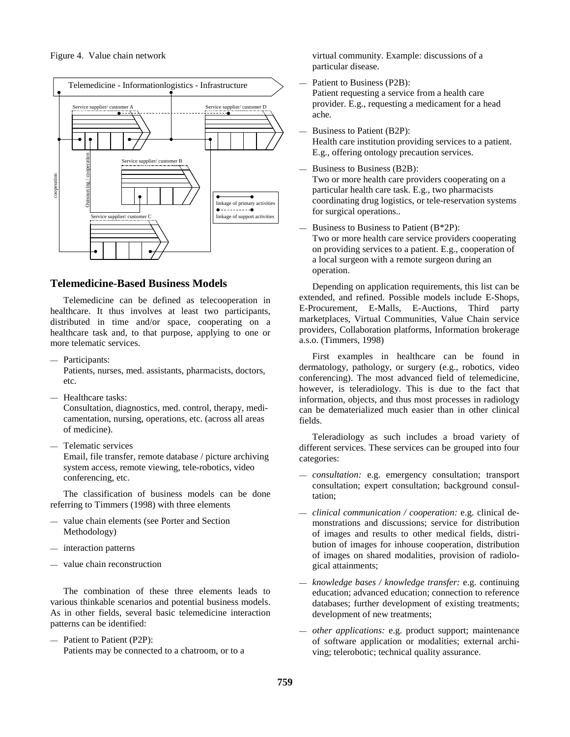Figure 4. Value chain network

## Telemedicine-Based Business Models

Telemedicine can be defined as telecooperation in healthcare. It thus involves at least two participants, distributed in time and/or space, cooperating on a healthcare task and, to that purpose, applying to one or more telematic services.

- Participants:
  Patients, nurses, med. assistants, pharmacists, doctors, etc.
- Healthcare tasks:
  Consultation, diagnostics, med. control, therapy, medicamentation, nursing, operations, etc. (across all areas of medicine).
- Telematic services
  Email, file transfer, remote database / picture archiving system access, remote viewing, tele-robotics, video conferencing, etc.

The classification of business models can be done referring to Timmers (1998) with three elements

- value chain elements (see Porter and Section Methodology)
- interaction patterns
- value chain reconstruction

The combination of these three elements leads to various thinkable scenarios and potential business models. As in other fields, several basic telemedicine interaction patterns can be identified:

- Patient to Patient (P2P):
  Patients may be connected to a chatroom, or to a virtual community. Example: discussions of a particular disease.
- Patient to Business (P2B):
  Patient requesting a service from a health care provider. E.g., requesting a medicament for a head ache.
- Business to Patient (B2P):
  Health care institution providing services to a patient. E.g., offering ontology precaution services.
- Business to Business (B2B):
  Two or more health care providers cooperating on a particular health care task. E.g., two pharmacists coordinating drug logistics, or tele-reservation systems for surgical operations..
- Business to Business to Patient (B*2P):
  Two or more health care service providers cooperating on providing services to a patient. E.g., cooperation of a local surgeon with a remote surgeon during an operation.

Depending on application requirements, this list can be extended, and refined. Possible models include E-Shops, E-Procurement, E-Malls, E-Auctions, Third party marketplaces, Virtual Communities, Value Chain service providers, Collaboration platforms, Information brokerage a.s.o. (Timmers, 1998)

First examples in healthcare can be found in dermatology, pathology, or surgery (e.g., robotics, video conferencing). The most advanced field of telemedicine, however, is teleradiology. This is due to the fact that information, objects, and thus most processes in radiology can be dematerialized much easier than in other clinical fields.

Teleradiology as such includes a broad variety of different services. These services can be grouped into four categories:

- *consultation:* e.g. emergency consultation; transport consultation; expert consultation; background consultation;
- *clinical communication / cooperation:* e.g. clinical demonstrations and discussions; service for distribution of images and results to other medical fields, distribution of images for inhouse cooperation, distribution of images on shared modalities, provision of radiological attainments;
- *knowledge bases / knowledge transfer:* e.g. continuing education; advanced education; connection to reference databases; further development of existing treatments; development of new treatments;
- *other applications:* e.g. product support; maintenance of software application or modalities; external archiving; telerobotic; technical quality assurance.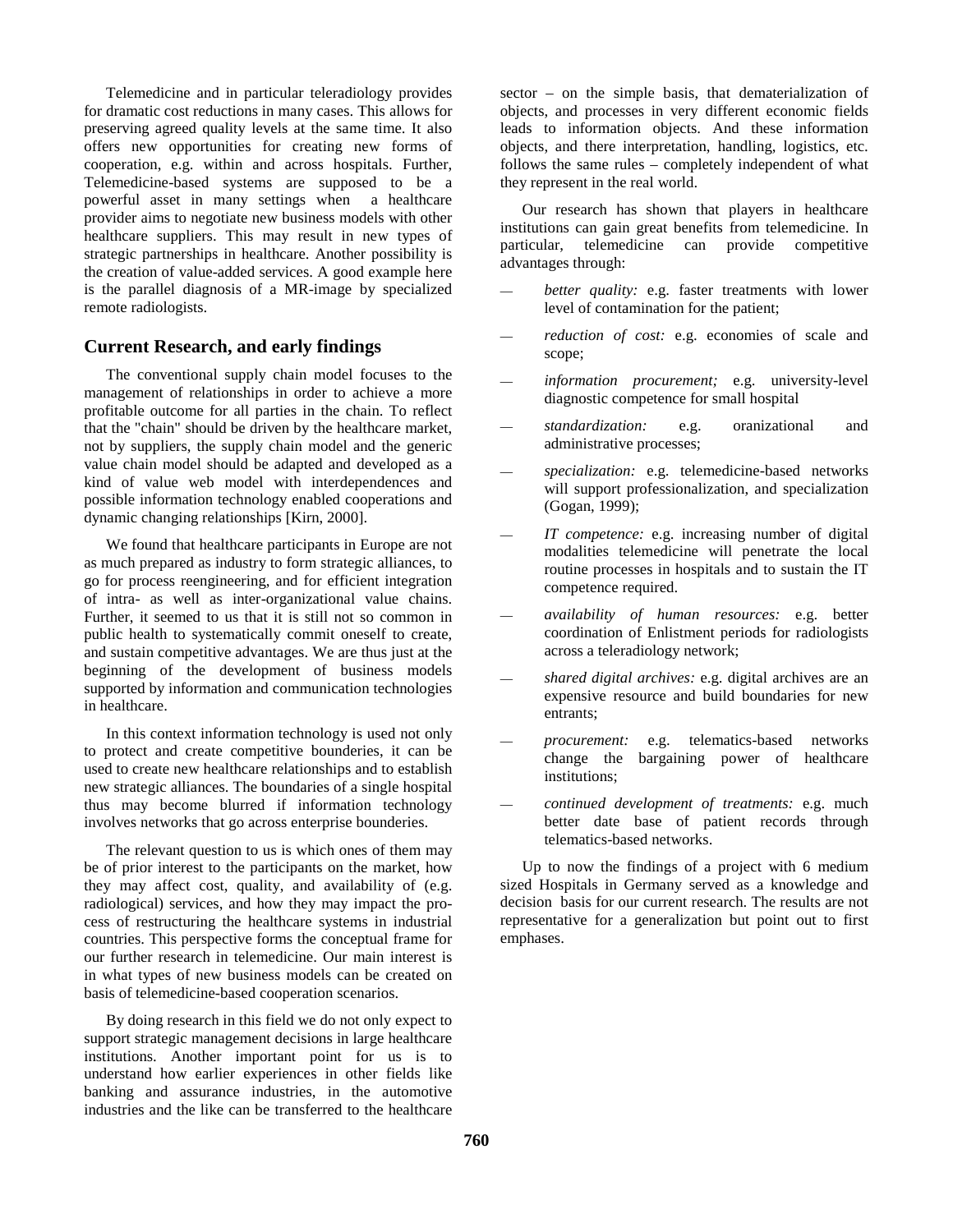Telemedicine and in particular teleradiology provides for dramatic cost reductions in many cases. This allows for preserving agreed quality levels at the same time. It also offers new opportunities for creating new forms of cooperation, e.g. within and across hospitals. Further, Telemedicine-based systems are supposed to be a powerful asset in many settings when a healthcare provider aims to negotiate new business models with other healthcare suppliers. This may result in new types of strategic partnerships in healthcare. Another possibility is the creation of value-added services. A good example here is the parallel diagnosis of a MR-image by specialized remote radiologists.

## Current Research, and early findings

The conventional supply chain model focuses to the management of relationships in order to achieve a more profitable outcome for all parties in the chain. To reflect that the "chain" should be driven by the healthcare market, not by suppliers, the supply chain model and the generic value chain model should be adapted and developed as a kind of value web model with interdependences and possible information technology enabled cooperations and dynamic changing relationships [Kirn, 2000].

We found that healthcare participants in Europe are not as much prepared as industry to form strategic alliances, to go for process reengineering, and for efficient integration of intra- as well as inter-organizational value chains. Further, it seemed to us that it is still not so common in public health to systematically commit oneself to create, and sustain competitive advantages. We are thus just at the beginning of the development of business models supported by information and communication technologies in healthcare.

In this context information technology is used not only to protect and create competitive bounderies, it can be used to create new healthcare relationships and to establish new strategic alliances. The boundaries of a single hospital thus may become blurred if information technology involves networks that go across enterprise bounderies.

The relevant question to us is which ones of them may be of prior interest to the participants on the market, how they may affect cost, quality, and availability of (e.g. radiological) services, and how they may impact the process of restructuring the healthcare systems in industrial countries. This perspective forms the conceptual frame for our further research in telemedicine. Our main interest is in what types of new business models can be created on basis of telemedicine-based cooperation scenarios.

By doing research in this field we do not only expect to support strategic management decisions in large healthcare institutions. Another important point for us is to understand how earlier experiences in other fields like banking and assurance industries, in the automotive industries and the like can be transferred to the healthcare sector – on the simple basis, that dematerialization of objects, and processes in very different economic fields leads to information objects. And these information objects, and there interpretation, handling, logistics, etc. follows the same rules – completely independent of what they represent in the real world.

Our research has shown that players in healthcare institutions can gain great benefits from telemedicine. In particular, telemedicine can provide competitive advantages through:

— *better quality:* e.g. faster treatments with lower level of contamination for the patient;

— *reduction of cost:* e.g. economies of scale and scope;

— *information procurement;* e.g. university-level diagnostic competence for small hospital

— *standardization:* e.g. oranizational and administrative processes;

— *specialization:* e.g. telemedicine-based networks will support professionalization, and specialization (Gogan, 1999);

— *IT competence:* e.g. increasing number of digital modalities telemedicine will penetrate the local routine processes in hospitals and to sustain the IT competence required.

— *availability of human resources:* e.g. better coordination of Enlistment periods for radiologists across a teleradiology network;

— *shared digital archives:* e.g. digital archives are an expensive resource and build boundaries for new entrants;

— *procurement:* e.g. telematics-based networks change the bargaining power of healthcare institutions;

— *continued development of treatments:* e.g. much better date base of patient records through telematics-based networks.

Up to now the findings of a project with 6 medium sized Hospitals in Germany served as a knowledge and decision basis for our current research. The results are not representative for a generalization but point out to first emphases.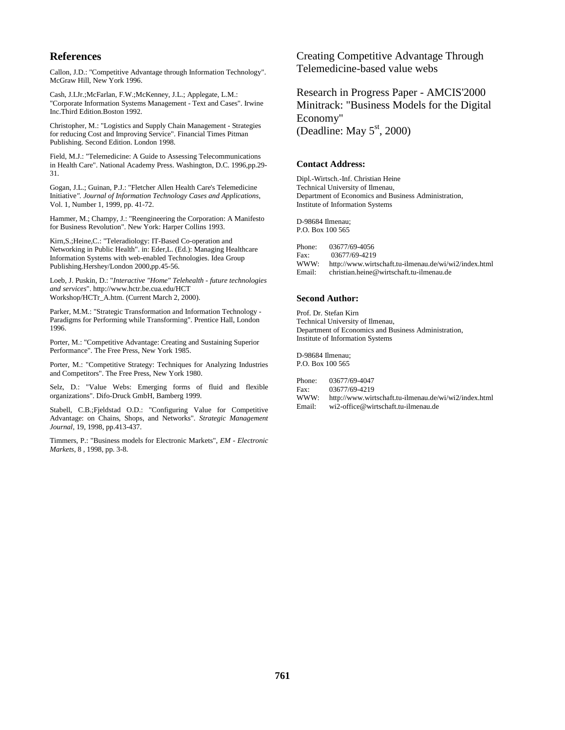## References

Callon, J.D.: "Competitive Advantage through Information Technology". McGraw Hill, New York 1996.

Cash, J.I.Jr.;McFarlan, F.W.;McKenney, J.L.; Applegate, L.M.: "Corporate Information Systems Management - Text and Cases". Irwine Inc.Third Edition.Boston 1992.

Christopher, M.: "Logistics and Supply Chain Management - Strategies for reducing Cost and Improving Service". Financial Times Pitman Publishing. Second Edition. London 1998.

Field, M.J.: "Telemedicine: A Guide to Assessing Telecommunications in Health Care". National Academy Press. Washington, D.C. 1996,pp.29-31.

Gogan, J.L.; Guinan, P.J.: "Fletcher Allen Health Care's Telemedicine Initiative". *Journal of Information Technology Cases and Applications*, Vol. 1, Number 1, 1999, pp. 41-72.

Hammer, M.; Champy, J.: "Reengineering the Corporation: A Manifesto for Business Revolution". New York: Harper Collins 1993.

Kirn,S.;Heine,C.: "Teleradiology: IT-Based Co-operation and Networking in Public Health". in: Eder,L. (Ed.): Managing Healthcare Information Systems with web-enabled Technologies. Idea Group Publishing.Hershey/London 2000,pp.45-56.

Loeb, J. Puskin, D.: "*Interactive "Home" Telehealth - future technologies and services*". http://www.hctr.be.cua.edu/HCT Workshop/HCTr_A.htm. (Current March 2, 2000).

Parker, M.M.: "Strategic Transformation and Information Technology - Paradigms for Performing while Transforming". Prentice Hall, London 1996.

Porter, M.: "Competitive Advantage: Creating and Sustaining Superior Performance". The Free Press, New York 1985.

Porter, M.: "Competitive Strategy: Techniques for Analyzing Industries and Competitors". The Free Press, New York 1980.

Selz, D.: "Value Webs: Emerging forms of fluid and flexible organizations". Difo-Druck GmbH, Bamberg 1999.

Stabell, C.B.;Fjeldstad O.D.: "Configuring Value for Competitive Advantage: on Chains, Shops, and Networks". *Strategic Management Journal*, 19, 1998, pp.413-437.

Timmers, P.: "Business models for Electronic Markets", *EM - Electronic Markets*, 8 , 1998, pp. 3-8.

Creating Competitive Advantage Through Telemedicine-based value webs

Research in Progress Paper - AMCIS'2000
Minitrack: "Business Models for the Digital Economy"
(Deadline: May 5[st], 2000)

### Contact Address:

Dipl.-Wirtsch.-Inf. Christian Heine
Technical University of Ilmenau,
Department of Economics and Business Administration,
Institute of Information Systems

D-98684 Ilmenau;
P.O. Box 100 565

Phone: 03677/69-4056
Fax: 03677/69-4219
WWW: http://www.wirtschaft.tu-ilmenau.de/wi/wi2/index.html
Email: christian.heine@wirtschaft.tu-ilmenau.de

### Second Author:

Prof. Dr. Stefan Kirn
Technical University of Ilmenau,
Department of Economics and Business Administration,
Institute of Information Systems

D-98684 Ilmenau;
P.O. Box 100 565

Phone: 03677/69-4047
Fax: 03677/69-4219
WWW: http://www.wirtschaft.tu-ilmenau.de/wi/wi2/index.html
Email: wi2-office@wirtschaft.tu-ilmenau.de